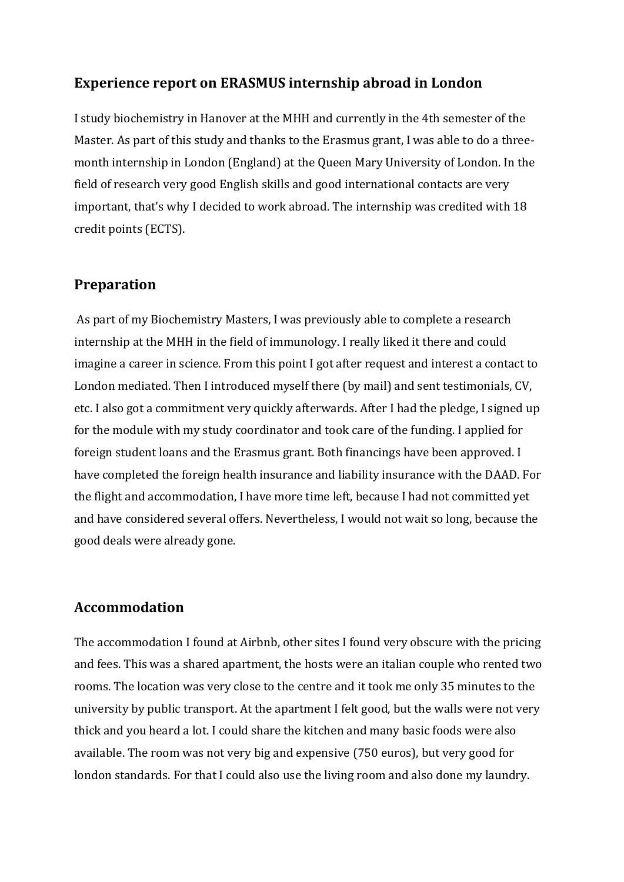## Experience report on ERASMUS internship abroad in London

I study biochemistry in Hanover at the MHH and currently in the 4th semester of the Master. As part of this study and thanks to the Erasmus grant, I was able to do a three-month internship in London (England) at the Queen Mary University of London. In the field of research very good English skills and good international contacts are very important, that's why I decided to work abroad. The internship was credited with 18 credit points (ECTS).

## Preparation

As part of my Biochemistry Masters, I was previously able to complete a research internship at the MHH in the field of immunology. I really liked it there and could imagine a career in science. From this point I got after request and interest a contact to London mediated. Then I introduced myself there (by mail) and sent testimonials, CV, etc. I also got a commitment very quickly afterwards. After I had the pledge, I signed up for the module with my study coordinator and took care of the funding. I applied for foreign student loans and the Erasmus grant. Both financings have been approved. I have completed the foreign health insurance and liability insurance with the DAAD. For the flight and accommodation, I have more time left, because I had not committed yet and have considered several offers. Nevertheless, I would not wait so long, because the good deals were already gone.

## Accommodation

The accommodation I found at Airbnb, other sites I found very obscure with the pricing and fees. This was a shared apartment, the hosts were an italian couple who rented two rooms. The location was very close to the centre and it took me only 35 minutes to the university by public transport. At the apartment I felt good, but the walls were not very thick and you heard a lot. I could share the kitchen and many basic foods were also available. The room was not very big and expensive (750 euros), but very good for london standards. For that I could also use the living room and also done my laundry.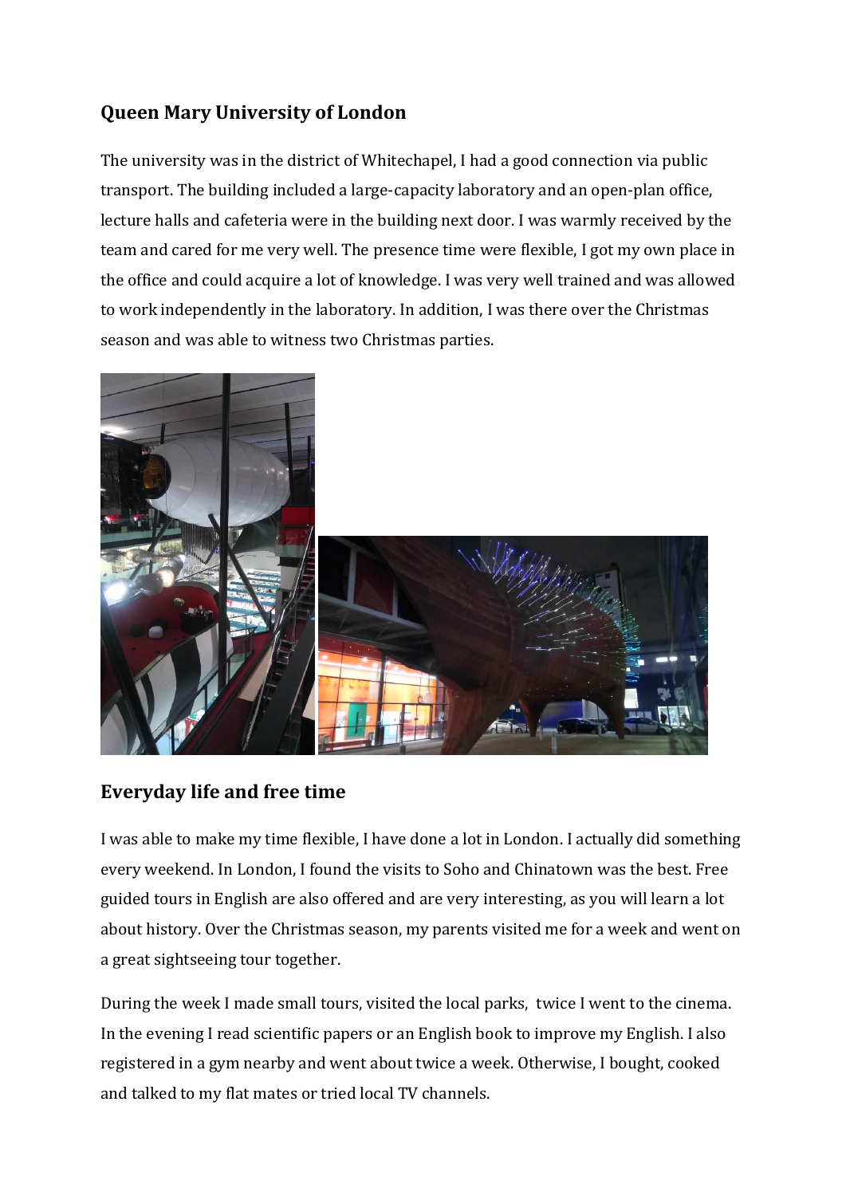## Queen Mary University of London

The university was in the district of Whitechapel, I had a good connection via public transport. The building included a large-capacity laboratory and an open-plan office, lecture halls and cafeteria were in the building next door. I was warmly received by the team and cared for me very well. The presence time were flexible, I got my own place in the office and could acquire a lot of knowledge. I was very well trained and was allowed to work independently in the laboratory. In addition, I was there over the Christmas season and was able to witness two Christmas parties.

## Everyday life and free time

I was able to make my time flexible, I have done a lot in London. I actually did something every weekend. In London, I found the visits to Soho and Chinatown was the best. Free guided tours in English are also offered and are very interesting, as you will learn a lot about history. Over the Christmas season, my parents visited me for a week and went on a great sightseeing tour together.

During the week I made small tours, visited the local parks, twice I went to the cinema. In the evening I read scientific papers or an English book to improve my English. I also registered in a gym nearby and went about twice a week. Otherwise, I bought, cooked and talked to my flat mates or tried local TV channels.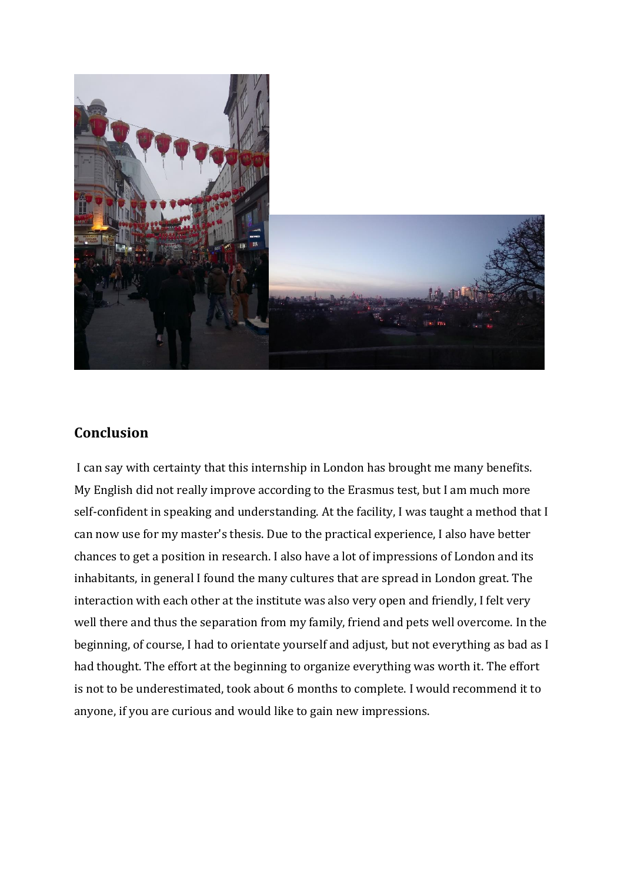## Conclusion

I can say with certainty that this internship in London has brought me many benefits. My English did not really improve according to the Erasmus test, but I am much more self-confident in speaking and understanding. At the facility, I was taught a method that I can now use for my master's thesis. Due to the practical experience, I also have better chances to get a position in research. I also have a lot of impressions of London and its inhabitants, in general I found the many cultures that are spread in London great. The interaction with each other at the institute was also very open and friendly, I felt very well there and thus the separation from my family, friend and pets well overcome. In the beginning, of course, I had to orientate yourself and adjust, but not everything as bad as I had thought. The effort at the beginning to organize everything was worth it. The effort is not to be underestimated, took about 6 months to complete. I would recommend it to anyone, if you are curious and would like to gain new impressions.